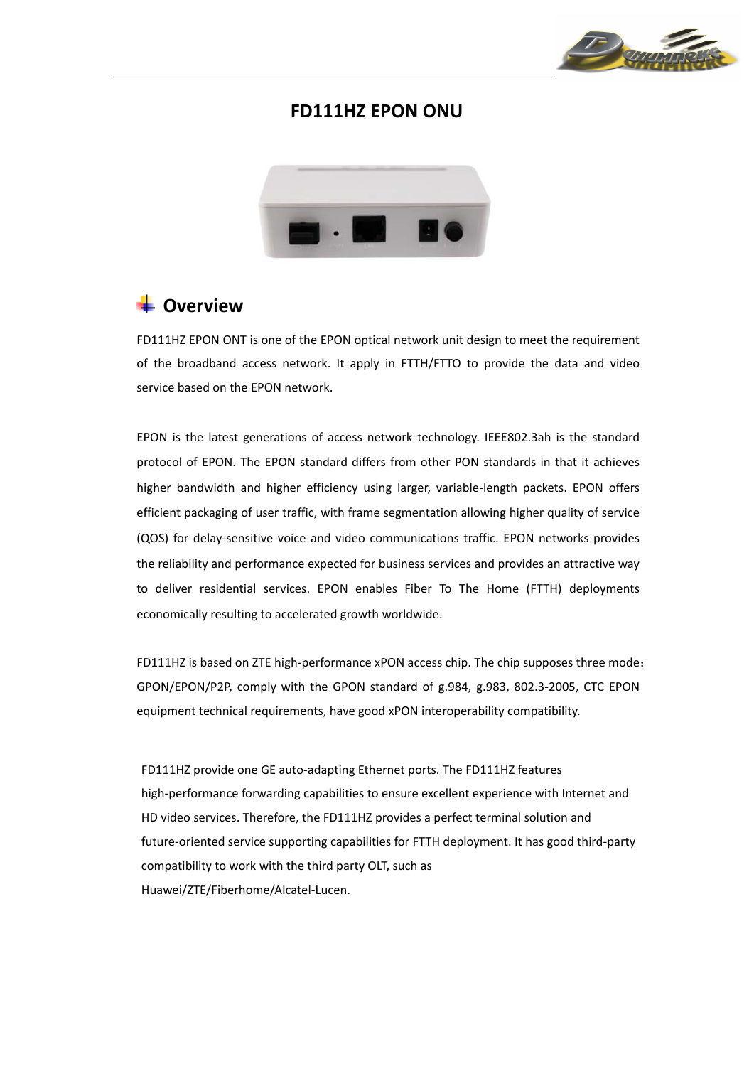# FD111HZ EPON ONU

## Overview

FD111HZ EPON ONT is one of the EPON optical network unit design to meet the requirement of the broadband access network. It apply in FTTH/FTTO to provide the data and video service based on the EPON network.

EPON is the latest generations of access network technology. IEEE802.3ah is the standard protocol of EPON. The EPON standard differs from other PON standards in that it achieves higher bandwidth and higher efficiency using larger, variable-length packets. EPON offers efficient packaging of user traffic, with frame segmentation allowing higher quality of service (QOS) for delay-sensitive voice and video communications traffic. EPON networks provides the reliability and performance expected for business services and provides an attractive way to deliver residential services. EPON enables Fiber To The Home (FTTH) deployments economically resulting to accelerated growth worldwide.

FD111HZ is based on ZTE high-performance xPON access chip. The chip supposes three mode： GPON/EPON/P2P, comply with the GPON standard of g.984, g.983, 802.3-2005, CTC EPON equipment technical requirements, have good xPON interoperability compatibility.

FD111HZ provide one GE auto-adapting Ethernet ports. The FD111HZ features high-performance forwarding capabilities to ensure excellent experience with Internet and HD video services. Therefore, the FD111HZ provides a perfect terminal solution and future-oriented service supporting capabilities for FTTH deployment. It has good third-party compatibility to work with the third party OLT, such as Huawei/ZTE/Fiberhome/Alcatel-Lucen.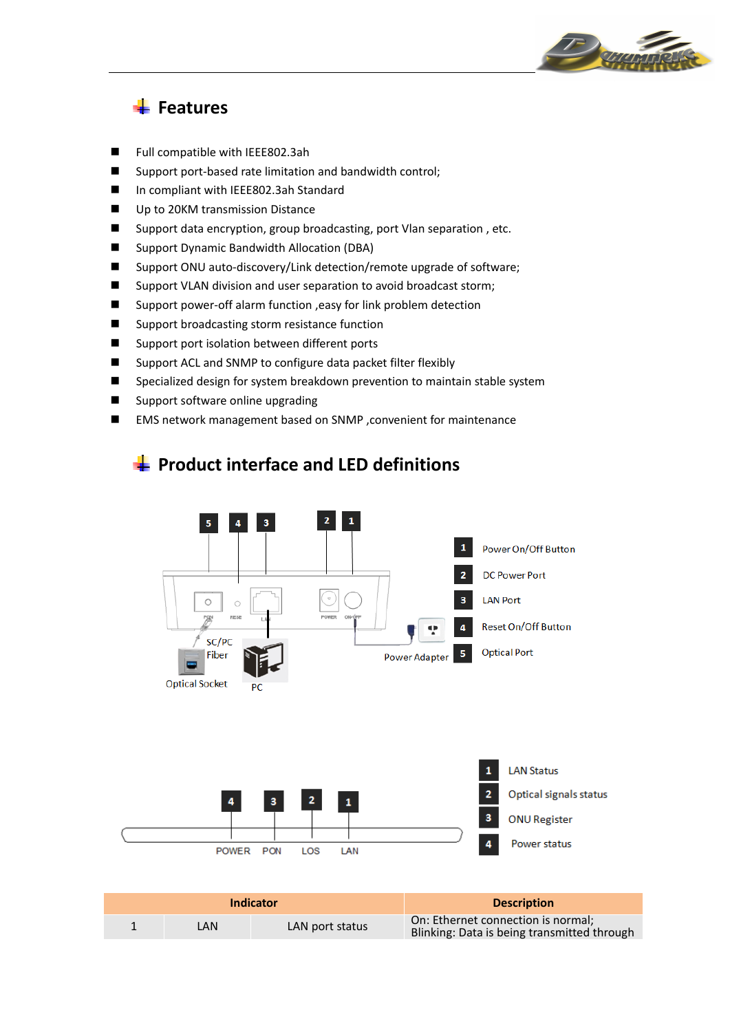## Features

- Full compatible with IEEE802.3ah
- Support port-based rate limitation and bandwidth control;
- In compliant with IEEE802.3ah Standard
- Up to 20KM transmission Distance
- Support data encryption, group broadcasting, port Vlan separation , etc.
- Support Dynamic Bandwidth Allocation (DBA)
- Support ONU auto-discovery/Link detection/remote upgrade of software;
- Support VLAN division and user separation to avoid broadcast storm;
- Support power-off alarm function ,easy for link problem detection
- Support broadcasting storm resistance function
- Support port isolation between different ports
- Support ACL and SNMP to configure data packet filter flexibly
- Specialized design for system breakdown prevention to maintain stable system
- Support software online upgrading
- EMS network management based on SNMP ,convenient for maintenance

## Product interface and LED definitions

1. Power On/Off Button
2. DC Power Port
3. LAN Port
4. Reset On/Off Button
5. Optical Port

SC/PC Fiber

Optical Socket

PC

Power Adapter

1. LAN Status
2. Optical signals status
3. ONU Register
4. Power status

POWER PON LOS LAN

| Indicator | | | Description |
|---|---|---|---|
| 1 | LAN | LAN port status | On: Ethernet connection is normal;<br>Blinking: Data is being transmitted through |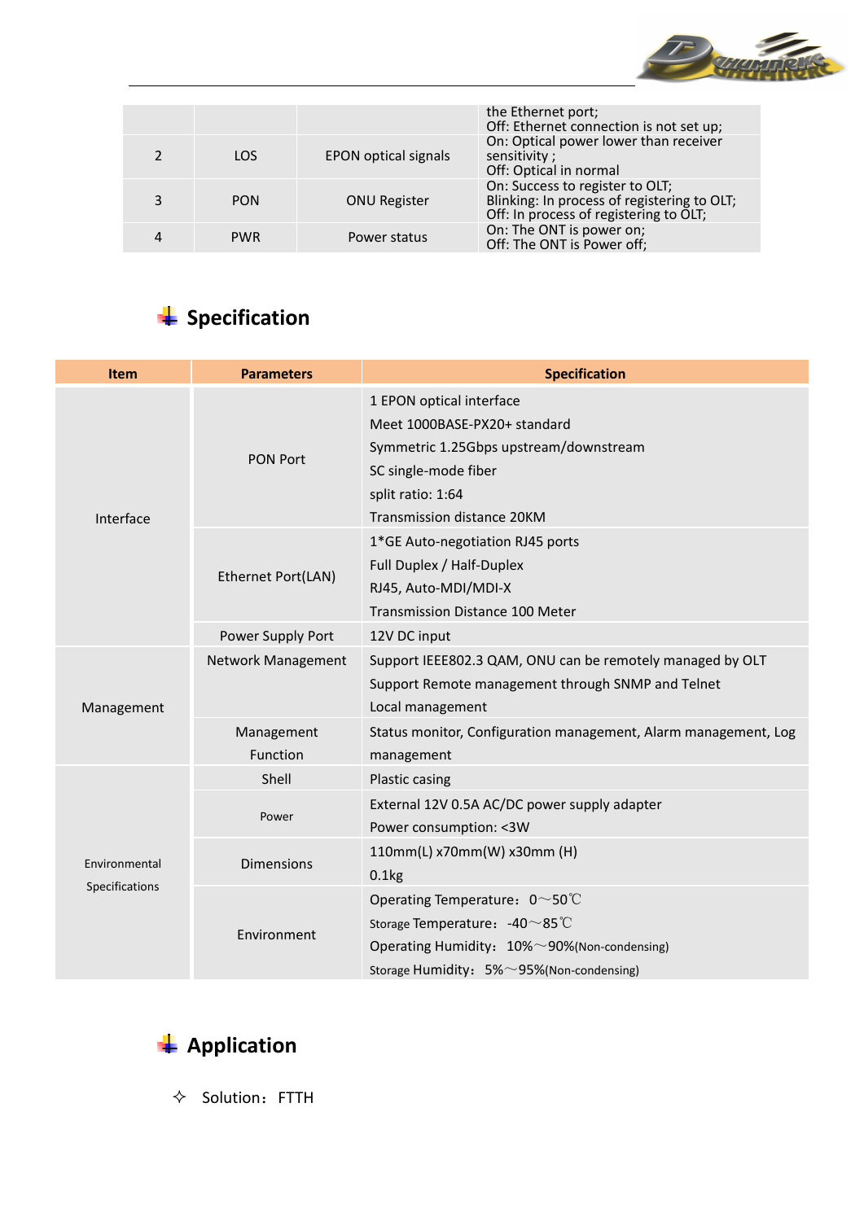| | | | the Ethernet port;<br>Off: Ethernet connection is not set up; |
|---|---|---|---|
| 2 | LOS | EPON optical signals | On: Optical power lower than receiver sensitivity ;<br>Off: Optical in normal |
| 3 | PON | ONU Register | On: Success to register to OLT;<br>Blinking: In process of registering to OLT;<br>Off: In process of registering to OLT; |
| 4 | PWR | Power status | On: The ONT is power on;<br>Off: The ONT is Power off; |

## Specification

| Item | Parameters | Specification |
|---|---|---|
| Interface | PON Port | 1 EPON optical interface<br>Meet 1000BASE-PX20+ standard<br>Symmetric 1.25Gbps upstream/downstream<br>SC single-mode fiber<br>split ratio: 1:64<br>Transmission distance 20KM |
| | Ethernet Port(LAN) | 1*GE Auto-negotiation RJ45 ports<br>Full Duplex / Half-Duplex<br>RJ45, Auto-MDI/MDI-X<br>Transmission Distance 100 Meter |
| | Power Supply Port | 12V DC input |
| Management | Network Management | Support IEEE802.3 QAM, ONU can be remotely managed by OLT<br>Support Remote management through SNMP and Telnet<br>Local management |
| | Management Function | Status monitor, Configuration management, Alarm management, Log management |
| Environmental Specifications | Shell | Plastic casing |
| | Power | External 12V 0.5A AC/DC power supply adapter<br>Power consumption: <3W |
| | Dimensions | 110mm(L) x70mm(W) x30mm (H)<br>0.1kg |
| | Environment | Operating Temperature：0～50℃<br>Storage Temperature：-40～85℃<br>Operating Humidity：10%～90%(Non-condensing)<br>Storage Humidity：5%～95%(Non-condensing) |

## Application

- Solution：FTTH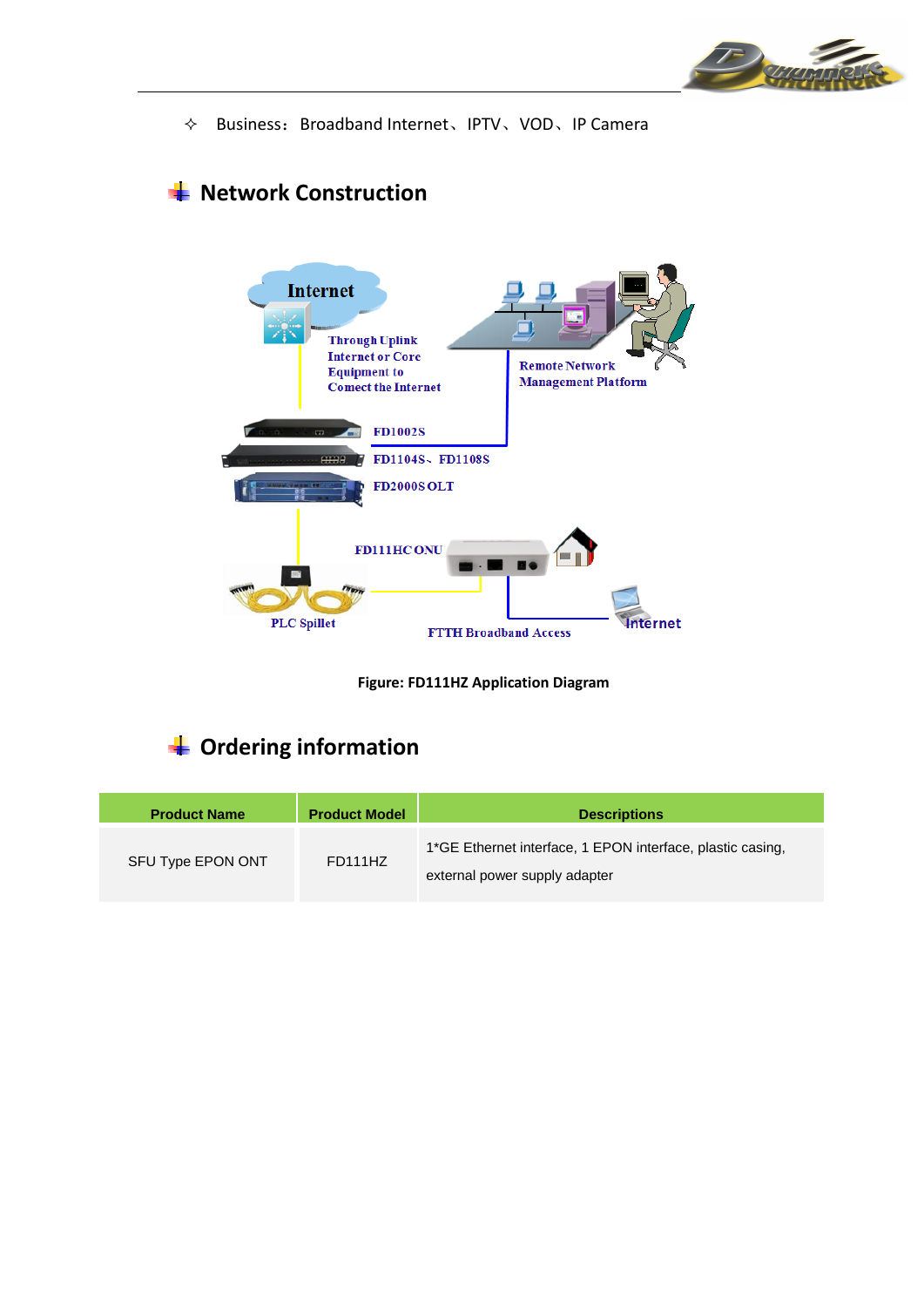✧ Business： Broadband Internet、IPTV、VOD、IP Camera

## Network Construction

Internet

Through Uplink Internet or Core Equipment to Connect the Internet

Remote Network Management Platform

FD1002S

FD1104S、FD1108S

FD2000S OLT

FD111HC ONU

PLC Spillet

FTTH Broadband Access

Internet

**Figure: FD111HZ Application Diagram**

## Ordering information

| Product Name | Product Model | Descriptions |
|---|---|---|
| SFU Type EPON ONT | FD111HZ | 1*GE Ethernet interface, 1 EPON interface, plastic casing, external power supply adapter |